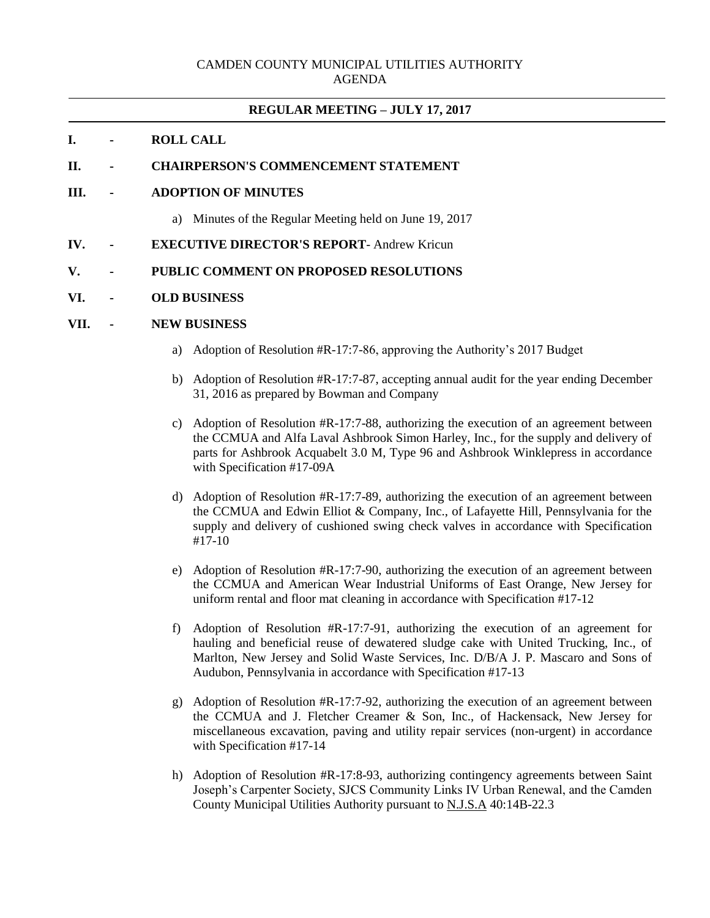CAMDEN COUNTY MUNICIPAL UTILITIES AUTHORITY
AGENDA

## REGULAR MEETING – JULY 17, 2017

**I. - ROLL CALL**

**II. - CHAIRPERSON'S COMMENCEMENT STATEMENT**

**III. - ADOPTION OF MINUTES**

a) Minutes of the Regular Meeting held on June 19, 2017

**IV. - EXECUTIVE DIRECTOR'S REPORT**- Andrew Kricun

**V. - PUBLIC COMMENT ON PROPOSED RESOLUTIONS**

**VI. - OLD BUSINESS**

**VII. - NEW BUSINESS**

a) Adoption of Resolution #R-17:7-86, approving the Authority's 2017 Budget

b) Adoption of Resolution #R-17:7-87, accepting annual audit for the year ending December 31, 2016 as prepared by Bowman and Company

c) Adoption of Resolution #R-17:7-88, authorizing the execution of an agreement between the CCMUA and Alfa Laval Ashbrook Simon Harley, Inc., for the supply and delivery of parts for Ashbrook Acquabelt 3.0 M, Type 96 and Ashbrook Winklepress in accordance with Specification #17-09A

d) Adoption of Resolution #R-17:7-89, authorizing the execution of an agreement between the CCMUA and Edwin Elliot & Company, Inc., of Lafayette Hill, Pennsylvania for the supply and delivery of cushioned swing check valves in accordance with Specification #17-10

e) Adoption of Resolution #R-17:7-90, authorizing the execution of an agreement between the CCMUA and American Wear Industrial Uniforms of East Orange, New Jersey for uniform rental and floor mat cleaning in accordance with Specification #17-12

f) Adoption of Resolution #R-17:7-91, authorizing the execution of an agreement for hauling and beneficial reuse of dewatered sludge cake with United Trucking, Inc., of Marlton, New Jersey and Solid Waste Services, Inc. D/B/A J. P. Mascaro and Sons of Audubon, Pennsylvania in accordance with Specification #17-13

g) Adoption of Resolution #R-17:7-92, authorizing the execution of an agreement between the CCMUA and J. Fletcher Creamer & Son, Inc., of Hackensack, New Jersey for miscellaneous excavation, paving and utility repair services (non-urgent) in accordance with Specification #17-14

h) Adoption of Resolution #R-17:8-93, authorizing contingency agreements between Saint Joseph's Carpenter Society, SJCS Community Links IV Urban Renewal, and the Camden County Municipal Utilities Authority pursuant to N.J.S.A 40:14B-22.3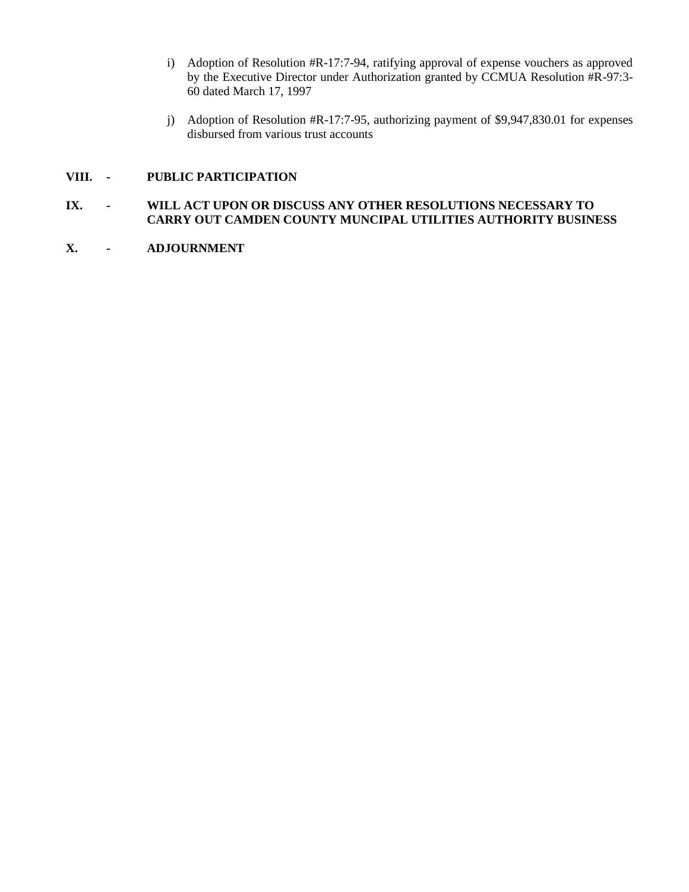i) Adoption of Resolution #R-17:7-94, ratifying approval of expense vouchers as approved by the Executive Director under Authorization granted by CCMUA Resolution #R-97:3-60 dated March 17, 1997

j) Adoption of Resolution #R-17:7-95, authorizing payment of $9,947,830.01 for expenses disbursed from various trust accounts

**VIII. - PUBLIC PARTICIPATION**

**IX. - WILL ACT UPON OR DISCUSS ANY OTHER RESOLUTIONS NECESSARY TO CARRY OUT CAMDEN COUNTY MUNCIPAL UTILITIES AUTHORITY BUSINESS**

**X. - ADJOURNMENT**